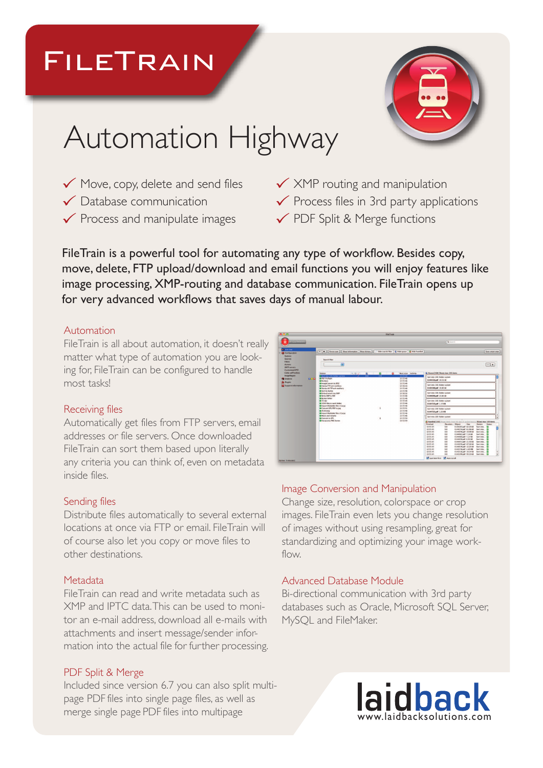# FileTrain

## Automation Highway

- ✓ Move, copy, delete and send files
- ✓ Database communication
- ✓ Process and manipulate images
- ✓ XMP routing and manipulation
- ✓ Process files in 3rd party applications
- ✓ PDF Split & Merge functions

FileTrain is a powerful tool for automating any type of workflow. Besides copy, move, delete, FTP upload/download and email functions you will enjoy features like image processing, XMP-routing and database communication. FileTrain opens up for very advanced workflows that saves days of manual labour.

### Automation

FileTrain is all about automation, it doesn't really matter what type of automation you are looking for, FileTrain can be configured to handle most tasks!

### Receiving files

Automatically get files from FTP servers, email addresses or file servers. Once downloaded FileTrain can sort them based upon literally any criteria you can think of, even on metadata inside files.

### Sending files

Distribute files automatically to several external locations at once via FTP or email. FileTrain will of course also let you copy or move files to other destinations.

### Metadata

FileTrain can read and write metadata such as XMP and IPTC data. This can be used to monitor an e-mail address, download all e-mails with attachments and insert message/sender information into the actual file for further processing.

### PDF Split & Merge

Included since version 6.7 you can also split multipage PDF files into single page files, as well as merge single page PDF files into multipage

### Image Conversion and Manipulation

Change size, resolution, colorspace or crop images. FileTrain even lets you change resolution of images without using resampling, great for standardizing and optimizing your image workflow.

### Advanced Database Module

Bi-directional communication with 3rd party databases such as Oracle, Microsoft SQL Server, MySQL and FileMaker.

laidback
www.laidbacksolutions.com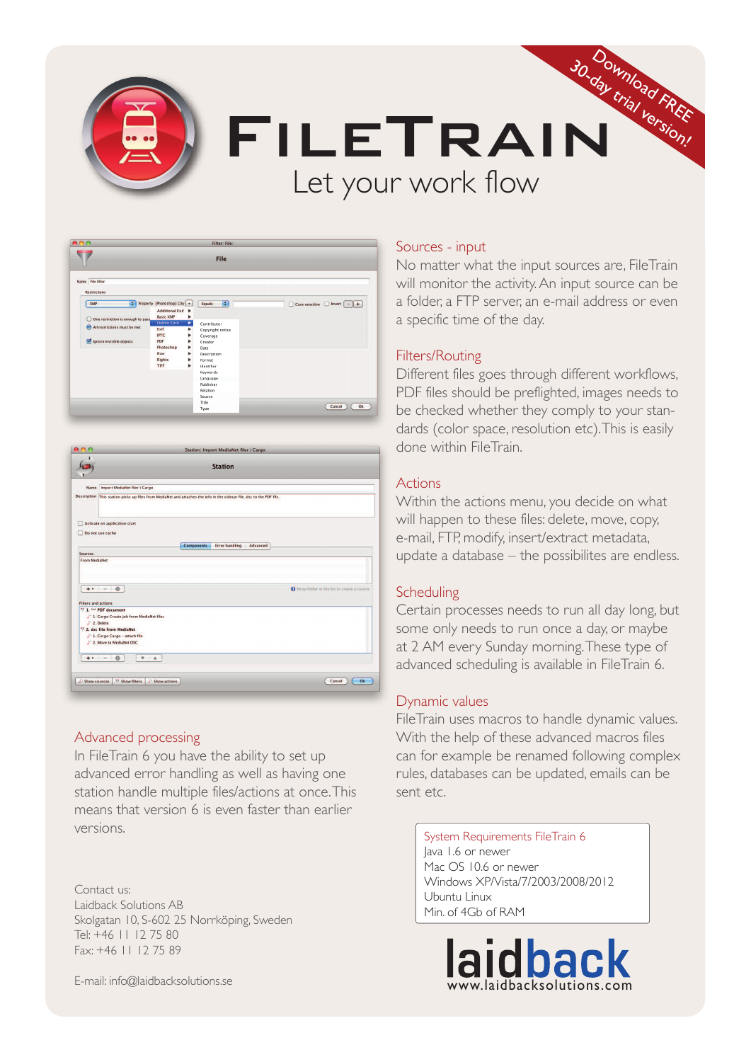# FileTrain

Let your work flow

Download FREE 30-day trial version!

## Sources - input

No matter what the input sources are, FileTrain will monitor the activity. An input source can be a folder, a FTP server, an e-mail address or even a specific time of the day.

## Filters/Routing

Different files goes through different workflows, PDF files should be preflighted, images needs to be checked whether they comply to your standards (color space, resolution etc). This is easily done within FileTrain.

## Actions

Within the actions menu, you decide on what will happen to these files: delete, move, copy, e-mail, FTP, modify, insert/extract metadata, update a database – the possibilites are endless.

## Scheduling

Certain processes needs to run all day long, but some only needs to run once a day, or maybe at 2 AM every Sunday morning. These type of advanced scheduling is available in FileTrain 6.

## Dynamic values

FileTrain uses macros to handle dynamic values. With the help of these advanced macros files can for example be renamed following complex rules, databases can be updated, emails can be sent etc.

## Advanced processing

In FileTrain 6 you have the ability to set up advanced error handling as well as having one station handle multiple files/actions at once. This means that version 6 is even faster than earlier versions.

### System Requirements FileTrain 6

Java 1.6 or newer
Mac OS 10.6 or newer
Windows XP/Vista/7/2003/2008/2012
Ubuntu Linux
Min. of 4Gb of RAM

Contact us:
Laidback Solutions AB
Skolgatan 10, S-602 25 Norrköping, Sweden
Tel: +46 11 12 75 80
Fax: +46 11 12 75 89

E-mail: info@laidbacksolutions.se

laidback
www.laidbacksolutions.com